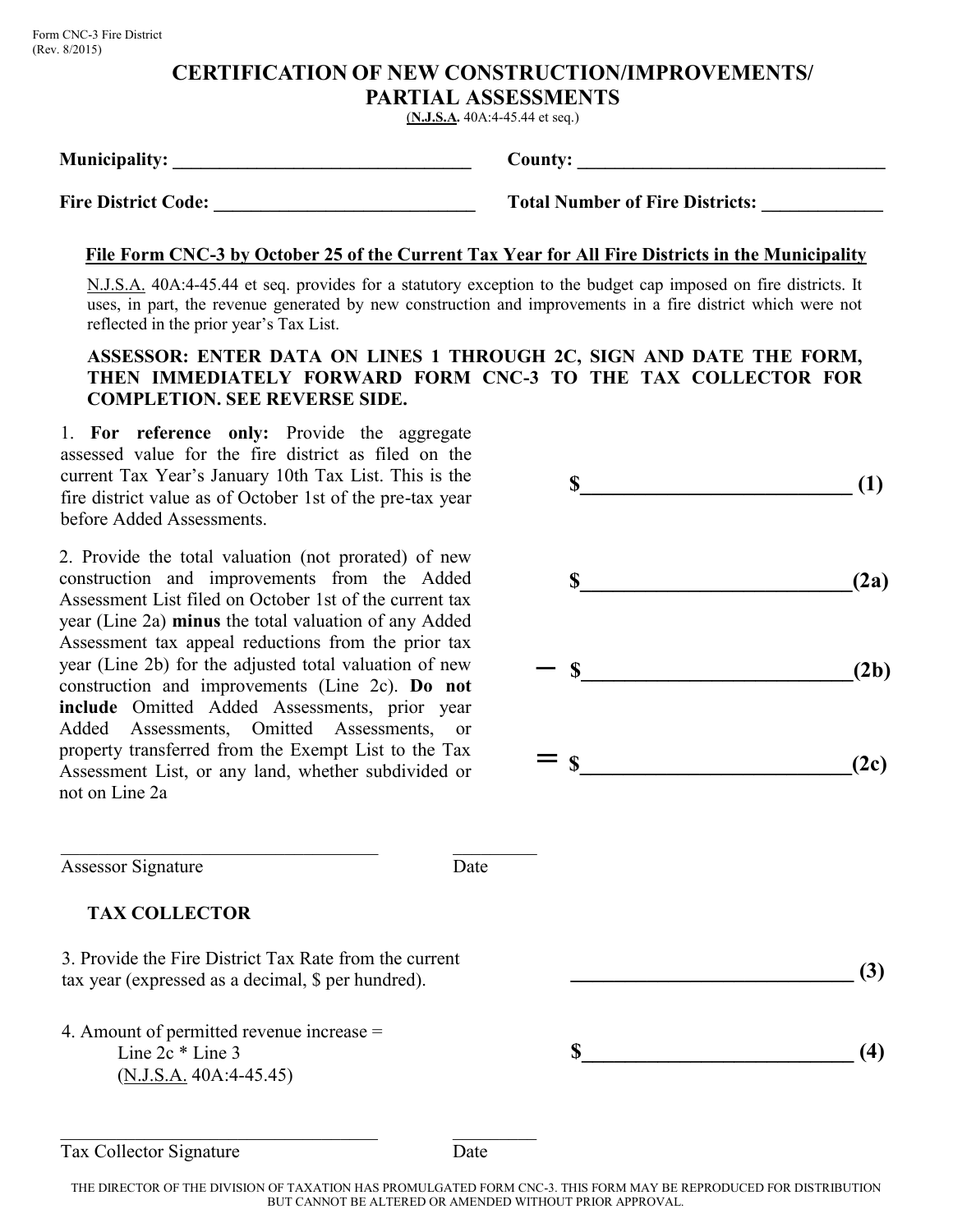Form CNC-3 Fire District
(Rev. 8/2015)

# CERTIFICATION OF NEW CONSTRUCTION/IMPROVEMENTS/ PARTIAL ASSESSMENTS

(**N.J.S.A.** 40A:4-45.44 et seq.)

**Municipality:** ________________________________ **County:** _________________________________

**Fire District Code:** ____________________________ **Total Number of Fire Districts:** ____________

**File Form CNC-3 by October 25 of the Current Tax Year for All Fire Districts in the Municipality**

N.J.S.A. 40A:4-45.44 et seq. provides for a statutory exception to the budget cap imposed on fire districts. It uses, in part, the revenue generated by new construction and improvements in a fire district which were not reflected in the prior year's Tax List.

**ASSESSOR: ENTER DATA ON LINES 1 THROUGH 2C, SIGN AND DATE THE FORM, THEN IMMEDIATELY FORWARD FORM CNC-3 TO THE TAX COLLECTOR FOR COMPLETION. SEE REVERSE SIDE.**

1. **For reference only:** Provide the aggregate assessed value for the fire district as filed on the current Tax Year's January 10th Tax List. This is the fire district value as of October 1st of the pre-tax year before Added Assessments. $_________________________ (1)

2. Provide the total valuation (not prorated) of new construction and improvements from the Added Assessment List filed on October 1st of the current tax year (Line 2a) **minus** the total valuation of any Added Assessment tax appeal reductions from the prior tax year (Line 2b) for the adjusted total valuation of new construction and improvements (Line 2c). **Do not include** Omitted Added Assessments, prior year Added Assessments, Omitted Assessments, or property transferred from the Exempt List to the Tax Assessment List, or any land, whether subdivided or not on Line 2a

$_________________________(2a)

− $_________________________(2b)

= $_________________________(2c)

________________________________ _________
Assessor Signature Date

**TAX COLLECTOR**

3. Provide the Fire District Tax Rate from the current tax year (expressed as a decimal, $ per hundred). _________________________ (3)

4. Amount of permitted revenue increase =
Line 2c * Line 3
(N.J.S.A. 40A:4-45.45) $_________________________ (4)

________________________________ _________
Tax Collector Signature Date

THE DIRECTOR OF THE DIVISION OF TAXATION HAS PROMULGATED FORM CNC-3. THIS FORM MAY BE REPRODUCED FOR DISTRIBUTION BUT CANNOT BE ALTERED OR AMENDED WITHOUT PRIOR APPROVAL.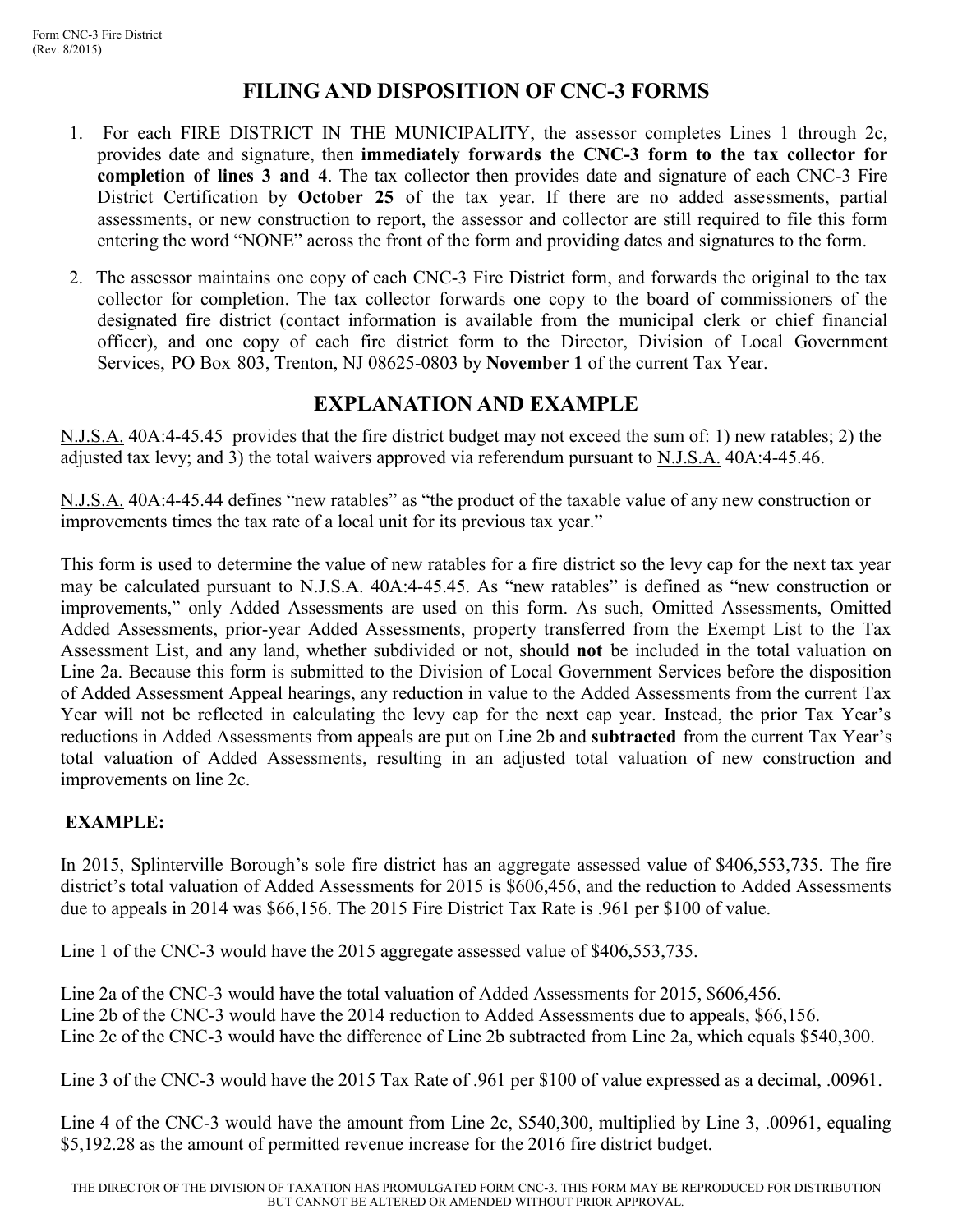## FILING AND DISPOSITION OF CNC-3 FORMS

1. For each FIRE DISTRICT IN THE MUNICIPALITY, the assessor completes Lines 1 through 2c, provides date and signature, then **immediately forwards the CNC-3 form to the tax collector for completion of lines 3 and 4**. The tax collector then provides date and signature of each CNC-3 Fire District Certification by **October 25** of the tax year. If there are no added assessments, partial assessments, or new construction to report, the assessor and collector are still required to file this form entering the word "NONE" across the front of the form and providing dates and signatures to the form.
2. The assessor maintains one copy of each CNC-3 Fire District form, and forwards the original to the tax collector for completion. The tax collector forwards one copy to the board of commissioners of the designated fire district (contact information is available from the municipal clerk or chief financial officer), and one copy of each fire district form to the Director, Division of Local Government Services, PO Box 803, Trenton, NJ 08625-0803 by **November 1** of the current Tax Year.

## EXPLANATION AND EXAMPLE

N.J.S.A. 40A:4-45.45 provides that the fire district budget may not exceed the sum of: 1) new ratables; 2) the adjusted tax levy; and 3) the total waivers approved via referendum pursuant to N.J.S.A. 40A:4-45.46.

N.J.S.A. 40A:4-45.44 defines "new ratables" as "the product of the taxable value of any new construction or improvements times the tax rate of a local unit for its previous tax year."

This form is used to determine the value of new ratables for a fire district so the levy cap for the next tax year may be calculated pursuant to N.J.S.A. 40A:4-45.45. As "new ratables" is defined as "new construction or improvements," only Added Assessments are used on this form. As such, Omitted Assessments, Omitted Added Assessments, prior-year Added Assessments, property transferred from the Exempt List to the Tax Assessment List, and any land, whether subdivided or not, should **not** be included in the total valuation on Line 2a. Because this form is submitted to the Division of Local Government Services before the disposition of Added Assessment Appeal hearings, any reduction in value to the Added Assessments from the current Tax Year will not be reflected in calculating the levy cap for the next cap year. Instead, the prior Tax Year's reductions in Added Assessments from appeals are put on Line 2b and **subtracted** from the current Tax Year's total valuation of Added Assessments, resulting in an adjusted total valuation of new construction and improvements on line 2c.

**EXAMPLE:**

In 2015, Splinterville Borough's sole fire district has an aggregate assessed value of $406,553,735. The fire district's total valuation of Added Assessments for 2015 is $606,456, and the reduction to Added Assessments due to appeals in 2014 was $66,156. The 2015 Fire District Tax Rate is .961 per $100 of value.

Line 1 of the CNC-3 would have the 2015 aggregate assessed value of $406,553,735.

Line 2a of the CNC-3 would have the total valuation of Added Assessments for 2015, $606,456.
Line 2b of the CNC-3 would have the 2014 reduction to Added Assessments due to appeals, $66,156.
Line 2c of the CNC-3 would have the difference of Line 2b subtracted from Line 2a, which equals $540,300.

Line 3 of the CNC-3 would have the 2015 Tax Rate of .961 per $100 of value expressed as a decimal, .00961.

Line 4 of the CNC-3 would have the amount from Line 2c, $540,300, multiplied by Line 3, .00961, equaling $5,192.28 as the amount of permitted revenue increase for the 2016 fire district budget.

THE DIRECTOR OF THE DIVISION OF TAXATION HAS PROMULGATED FORM CNC-3. THIS FORM MAY BE REPRODUCED FOR DISTRIBUTION BUT CANNOT BE ALTERED OR AMENDED WITHOUT PRIOR APPROVAL.